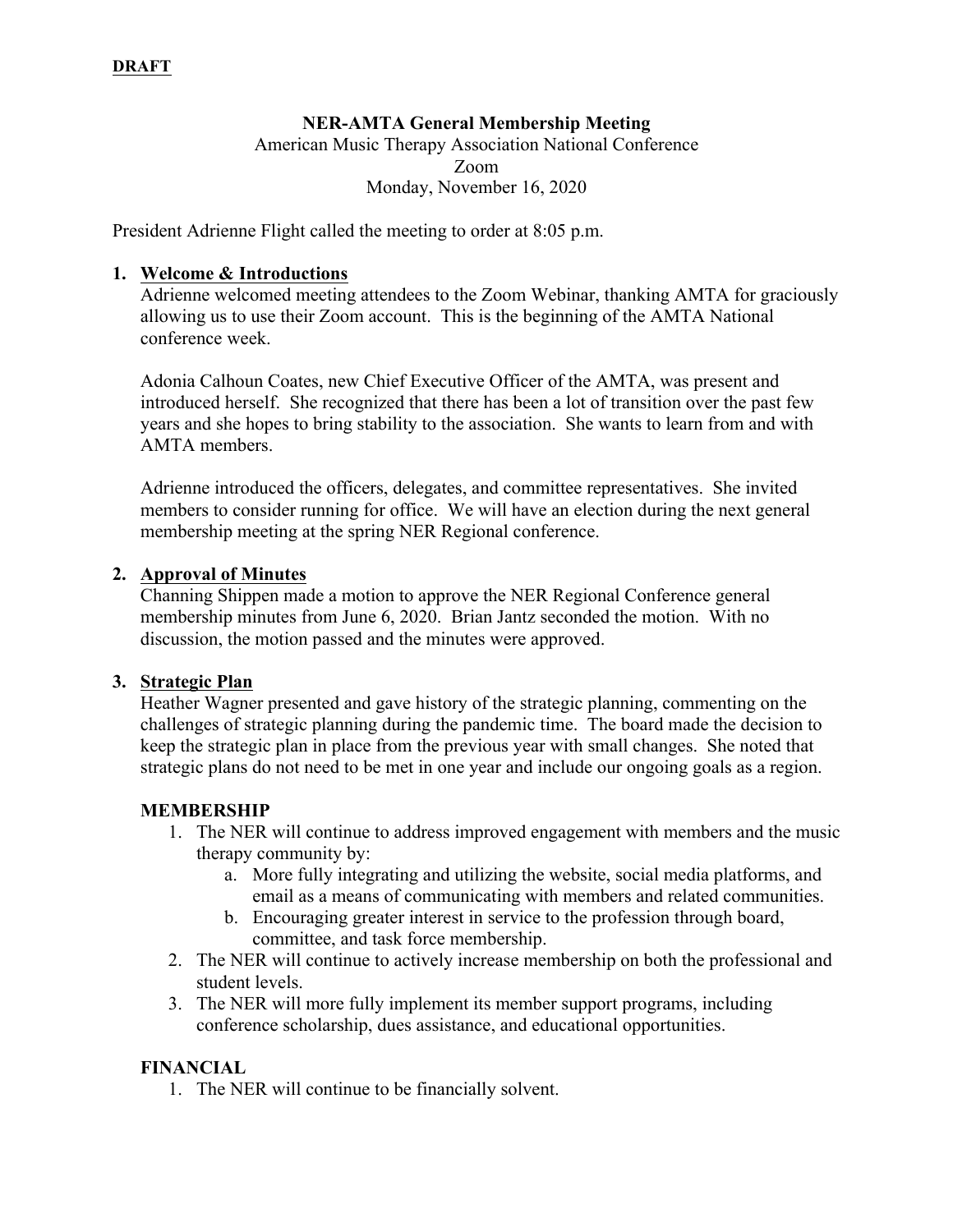**DRAFT**

**NER-AMTA General Membership Meeting**
American Music Therapy Association National Conference
Zoom
Monday, November 16, 2020

President Adrienne Flight called the meeting to order at 8:05 p.m.

1. **Welcome & Introductions**

   Adrienne welcomed meeting attendees to the Zoom Webinar, thanking AMTA for graciously allowing us to use their Zoom account. This is the beginning of the AMTA National conference week.

   Adonia Calhoun Coates, new Chief Executive Officer of the AMTA, was present and introduced herself. She recognized that there has been a lot of transition over the past few years and she hopes to bring stability to the association. She wants to learn from and with AMTA members.

   Adrienne introduced the officers, delegates, and committee representatives. She invited members to consider running for office. We will have an election during the next general membership meeting at the spring NER Regional conference.

2. **Approval of Minutes**

   Channing Shippen made a motion to approve the NER Regional Conference general membership minutes from June 6, 2020. Brian Jantz seconded the motion. With no discussion, the motion passed and the minutes were approved.

3. **Strategic Plan**

   Heather Wagner presented and gave history of the strategic planning, commenting on the challenges of strategic planning during the pandemic time. The board made the decision to keep the strategic plan in place from the previous year with small changes. She noted that strategic plans do not need to be met in one year and include our ongoing goals as a region.

   **MEMBERSHIP**

   1. The NER will continue to address improved engagement with members and the music therapy community by:
      a. More fully integrating and utilizing the website, social media platforms, and email as a means of communicating with members and related communities.
      b. Encouraging greater interest in service to the profession through board, committee, and task force membership.
   2. The NER will continue to actively increase membership on both the professional and student levels.
   3. The NER will more fully implement its member support programs, including conference scholarship, dues assistance, and educational opportunities.

   **FINANCIAL**

   1. The NER will continue to be financially solvent.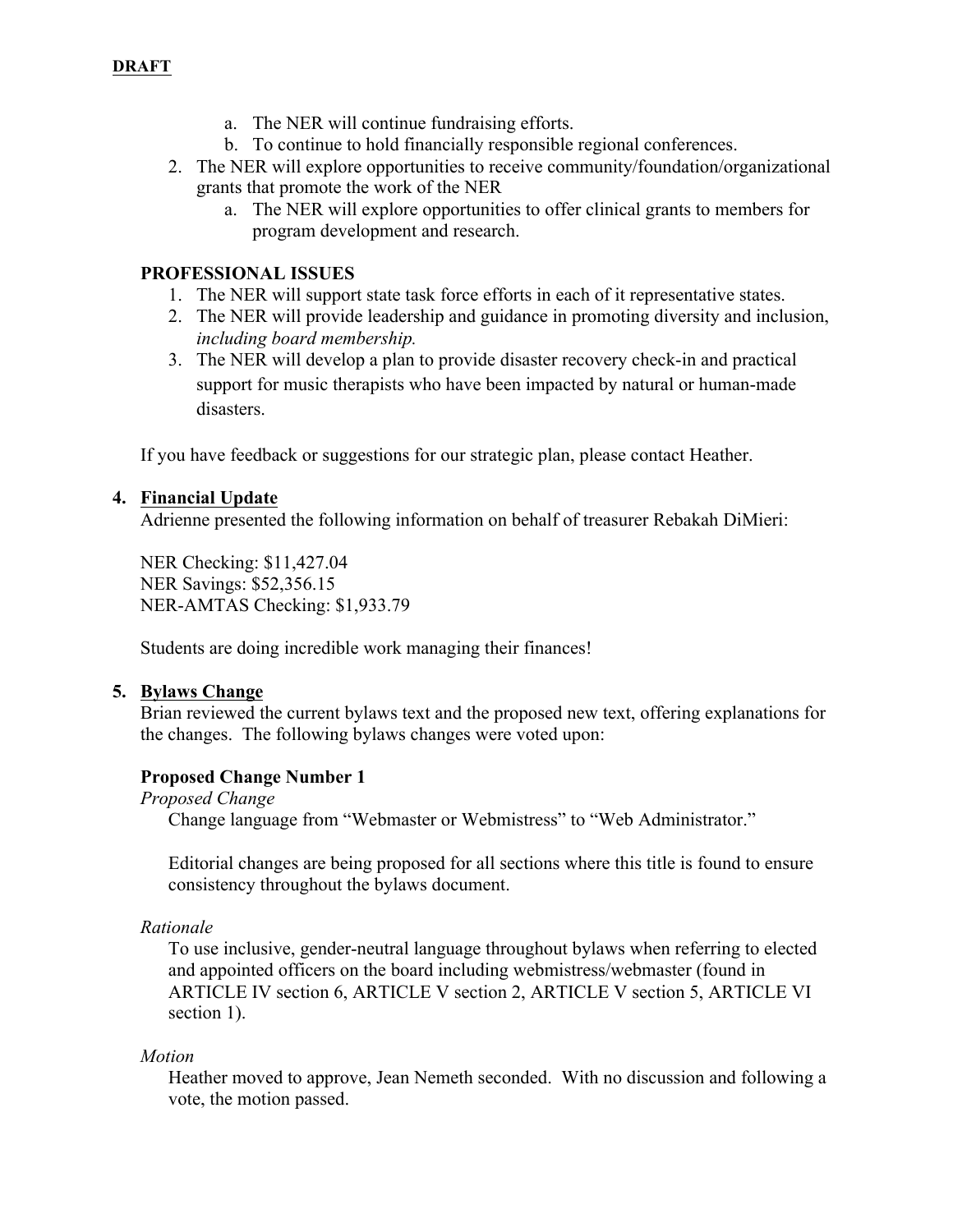**DRAFT**

   a. The NER will continue fundraising efforts.
   b. To continue to hold financially responsible regional conferences.
2. The NER will explore opportunities to receive community/foundation/organizational grants that promote the work of the NER
   a. The NER will explore opportunities to offer clinical grants to members for program development and research.

**PROFESSIONAL ISSUES**

1. The NER will support state task force efforts in each of it representative states.
2. The NER will provide leadership and guidance in promoting diversity and inclusion, *including board membership.*
3. The NER will develop a plan to provide disaster recovery check-in and practical support for music therapists who have been impacted by natural or human-made disasters.

If you have feedback or suggestions for our strategic plan, please contact Heather.

**4. Financial Update**

Adrienne presented the following information on behalf of treasurer Rebakah DiMieri:

NER Checking: $11,427.04
NER Savings: $52,356.15
NER-AMTAS Checking: $1,933.79

Students are doing incredible work managing their finances!

**5. Bylaws Change**

Brian reviewed the current bylaws text and the proposed new text, offering explanations for the changes. The following bylaws changes were voted upon:

**Proposed Change Number 1**

*Proposed Change*

Change language from "Webmaster or Webmistress" to "Web Administrator."

Editorial changes are being proposed for all sections where this title is found to ensure consistency throughout the bylaws document.

*Rationale*

To use inclusive, gender-neutral language throughout bylaws when referring to elected and appointed officers on the board including webmistress/webmaster (found in ARTICLE IV section 6, ARTICLE V section 2, ARTICLE V section 5, ARTICLE VI section 1).

*Motion*

Heather moved to approve, Jean Nemeth seconded. With no discussion and following a vote, the motion passed.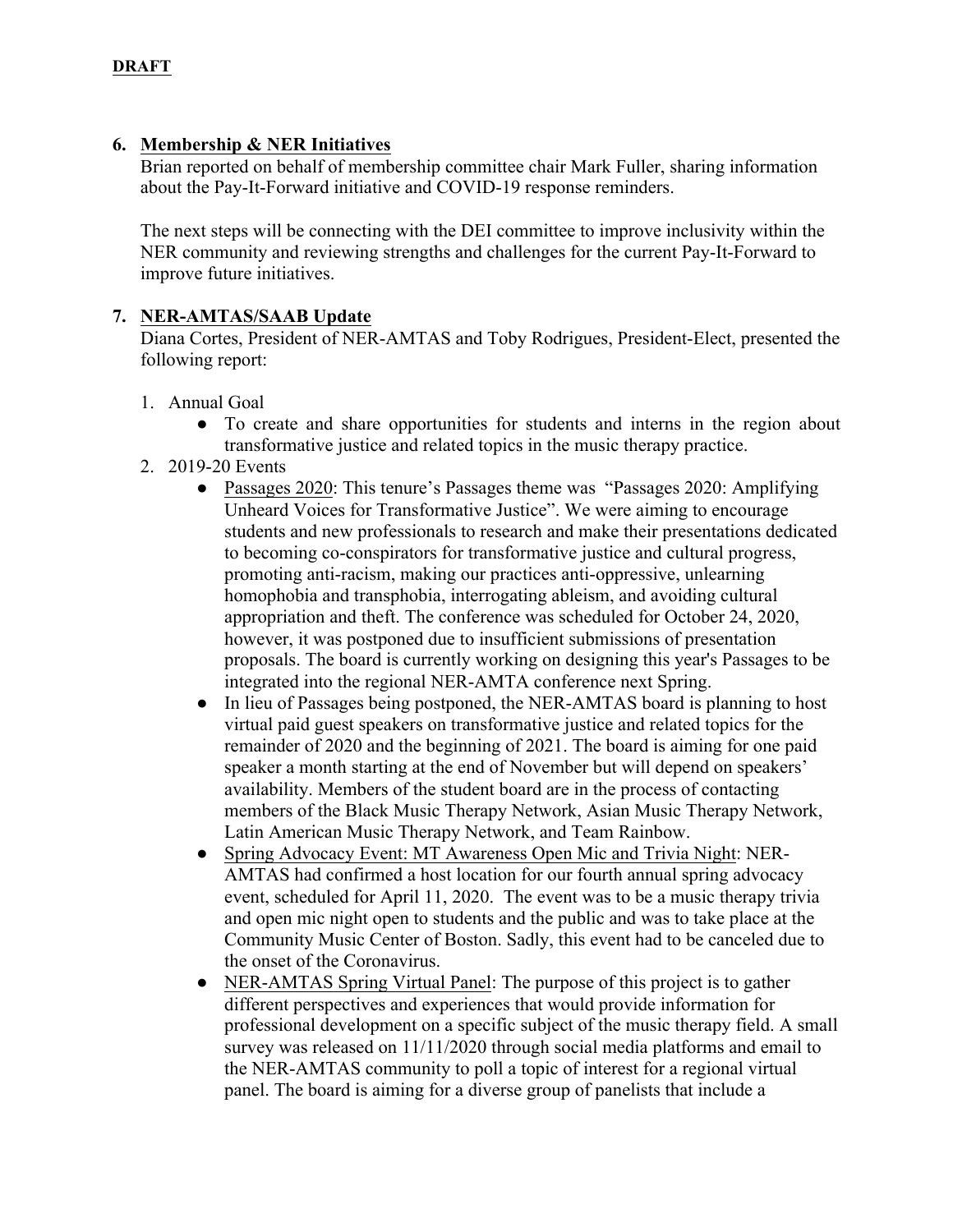**DRAFT**

6. **Membership & NER Initiatives**

   Brian reported on behalf of membership committee chair Mark Fuller, sharing information about the Pay-It-Forward initiative and COVID-19 response reminders.

   The next steps will be connecting with the DEI committee to improve inclusivity within the NER community and reviewing strengths and challenges for the current Pay-It-Forward to improve future initiatives.

7. **NER-AMTAS/SAAB Update**

   Diana Cortes, President of NER-AMTAS and Toby Rodrigues, President-Elect, presented the following report:

   1. Annual Goal
      - To create and share opportunities for students and interns in the region about transformative justice and related topics in the music therapy practice.
   2. 2019-20 Events
      - Passages 2020: This tenure's Passages theme was "Passages 2020: Amplifying Unheard Voices for Transformative Justice". We were aiming to encourage students and new professionals to research and make their presentations dedicated to becoming co-conspirators for transformative justice and cultural progress, promoting anti-racism, making our practices anti-oppressive, unlearning homophobia and transphobia, interrogating ableism, and avoiding cultural appropriation and theft. The conference was scheduled for October 24, 2020, however, it was postponed due to insufficient submissions of presentation proposals. The board is currently working on designing this year's Passages to be integrated into the regional NER-AMTA conference next Spring.
      - In lieu of Passages being postponed, the NER-AMTAS board is planning to host virtual paid guest speakers on transformative justice and related topics for the remainder of 2020 and the beginning of 2021. The board is aiming for one paid speaker a month starting at the end of November but will depend on speakers' availability. Members of the student board are in the process of contacting members of the Black Music Therapy Network, Asian Music Therapy Network, Latin American Music Therapy Network, and Team Rainbow.
      - Spring Advocacy Event: MT Awareness Open Mic and Trivia Night: NER-AMTAS had confirmed a host location for our fourth annual spring advocacy event, scheduled for April 11, 2020. The event was to be a music therapy trivia and open mic night open to students and the public and was to take place at the Community Music Center of Boston. Sadly, this event had to be canceled due to the onset of the Coronavirus.
      - NER-AMTAS Spring Virtual Panel: The purpose of this project is to gather different perspectives and experiences that would provide information for professional development on a specific subject of the music therapy field. A small survey was released on 11/11/2020 through social media platforms and email to the NER-AMTAS community to poll a topic of interest for a regional virtual panel. The board is aiming for a diverse group of panelists that include a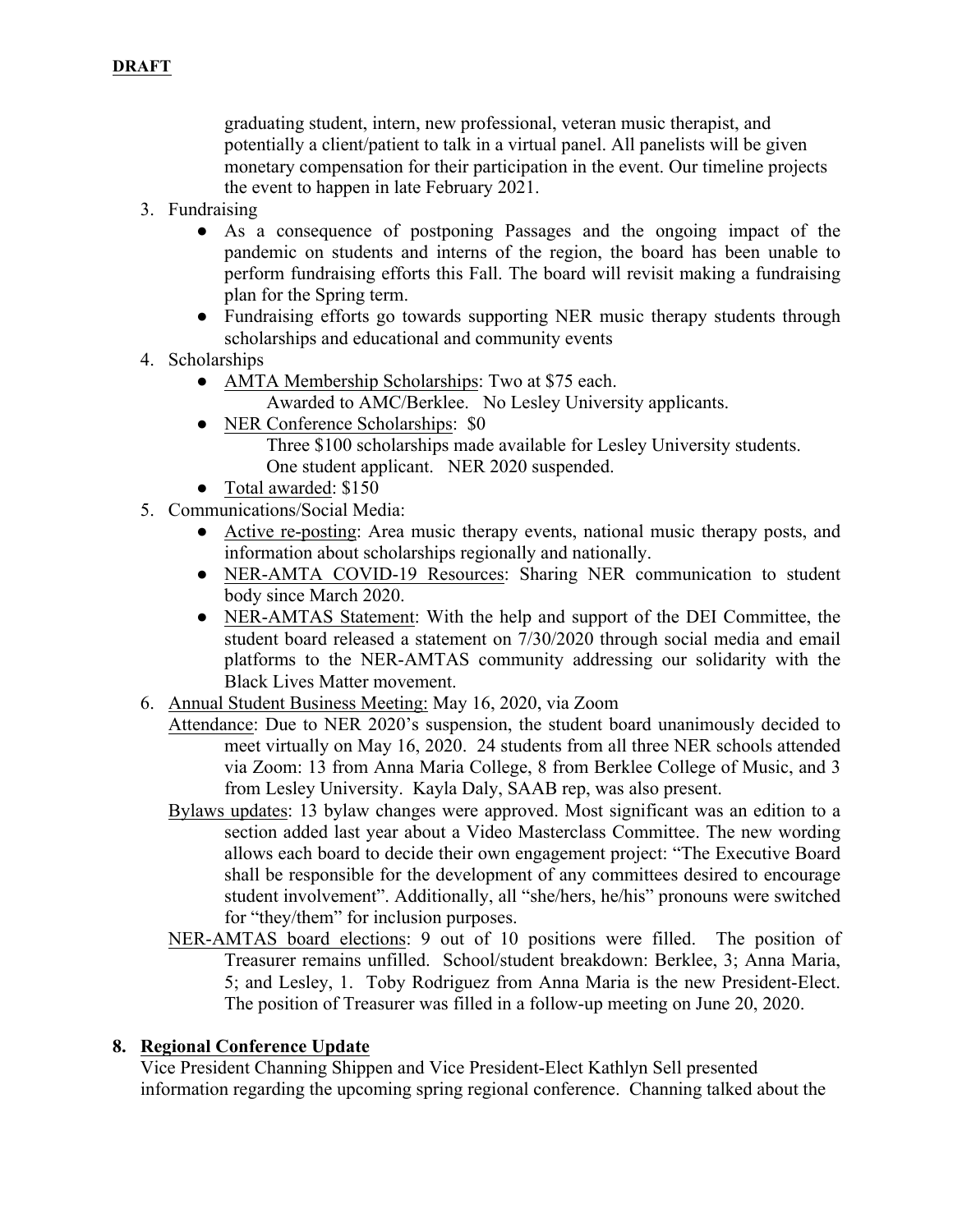**DRAFT**

graduating student, intern, new professional, veteran music therapist, and potentially a client/patient to talk in a virtual panel. All panelists will be given monetary compensation for their participation in the event. Our timeline projects the event to happen in late February 2021.

3. Fundraising
   - As a consequence of postponing Passages and the ongoing impact of the pandemic on students and interns of the region, the board has been unable to perform fundraising efforts this Fall. The board will revisit making a fundraising plan for the Spring term.
   - Fundraising efforts go towards supporting NER music therapy students through scholarships and educational and community events
4. Scholarships
   - AMTA Membership Scholarships: Two at $75 each.
     Awarded to AMC/Berklee. No Lesley University applicants.
   - NER Conference Scholarships: $0
     Three $100 scholarships made available for Lesley University students. One student applicant. NER 2020 suspended.
   - Total awarded: $150
5. Communications/Social Media:
   - Active re-posting: Area music therapy events, national music therapy posts, and information about scholarships regionally and nationally.
   - NER-AMTA COVID-19 Resources: Sharing NER communication to student body since March 2020.
   - NER-AMTAS Statement: With the help and support of the DEI Committee, the student board released a statement on 7/30/2020 through social media and email platforms to the NER-AMTAS community addressing our solidarity with the Black Lives Matter movement.
6. Annual Student Business Meeting: May 16, 2020, via Zoom

   Attendance: Due to NER 2020's suspension, the student board unanimously decided to meet virtually on May 16, 2020. 24 students from all three NER schools attended via Zoom: 13 from Anna Maria College, 8 from Berklee College of Music, and 3 from Lesley University. Kayla Daly, SAAB rep, was also present.

   Bylaws updates: 13 bylaw changes were approved. Most significant was an edition to a section added last year about a Video Masterclass Committee. The new wording allows each board to decide their own engagement project: "The Executive Board shall be responsible for the development of any committees desired to encourage student involvement". Additionally, all "she/hers, he/his" pronouns were switched for "they/them" for inclusion purposes.

   NER-AMTAS board elections: 9 out of 10 positions were filled. The position of Treasurer remains unfilled. School/student breakdown: Berklee, 3; Anna Maria, 5; and Lesley, 1. Toby Rodriguez from Anna Maria is the new President-Elect. The position of Treasurer was filled in a follow-up meeting on June 20, 2020.

## 8. Regional Conference Update

Vice President Channing Shippen and Vice President-Elect Kathlyn Sell presented information regarding the upcoming spring regional conference. Channing talked about the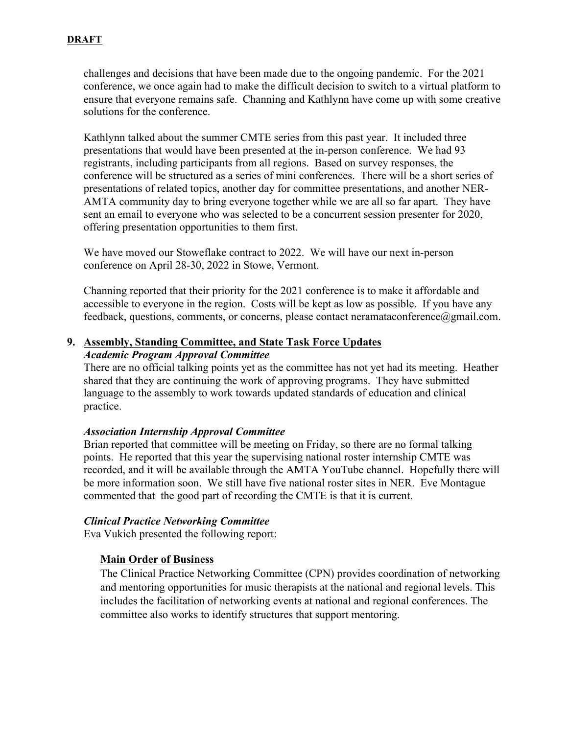**DRAFT**

challenges and decisions that have been made due to the ongoing pandemic. For the 2021 conference, we once again had to make the difficult decision to switch to a virtual platform to ensure that everyone remains safe. Channing and Kathlynn have come up with some creative solutions for the conference.

Kathlynn talked about the summer CMTE series from this past year. It included three presentations that would have been presented at the in-person conference. We had 93 registrants, including participants from all regions. Based on survey responses, the conference will be structured as a series of mini conferences. There will be a short series of presentations of related topics, another day for committee presentations, and another NER-AMTA community day to bring everyone together while we are all so far apart. They have sent an email to everyone who was selected to be a concurrent session presenter for 2020, offering presentation opportunities to them first.

We have moved our Stoweflake contract to 2022. We will have our next in-person conference on April 28-30, 2022 in Stowe, Vermont.

Channing reported that their priority for the 2021 conference is to make it affordable and accessible to everyone in the region. Costs will be kept as low as possible. If you have any feedback, questions, comments, or concerns, please contact neramataconference@gmail.com.

**9. Assembly, Standing Committee, and State Task Force Updates**

***Academic Program Approval Committee***

There are no official talking points yet as the committee has not yet had its meeting. Heather shared that they are continuing the work of approving programs. They have submitted language to the assembly to work towards updated standards of education and clinical practice.

***Association Internship Approval Committee***

Brian reported that committee will be meeting on Friday, so there are no formal talking points. He reported that this year the supervising national roster internship CMTE was recorded, and it will be available through the AMTA YouTube channel. Hopefully there will be more information soon. We still have five national roster sites in NER. Eve Montague commented that the good part of recording the CMTE is that it is current.

***Clinical Practice Networking Committee***

Eva Vukich presented the following report:

**Main Order of Business**

The Clinical Practice Networking Committee (CPN) provides coordination of networking and mentoring opportunities for music therapists at the national and regional levels. This includes the facilitation of networking events at national and regional conferences. The committee also works to identify structures that support mentoring.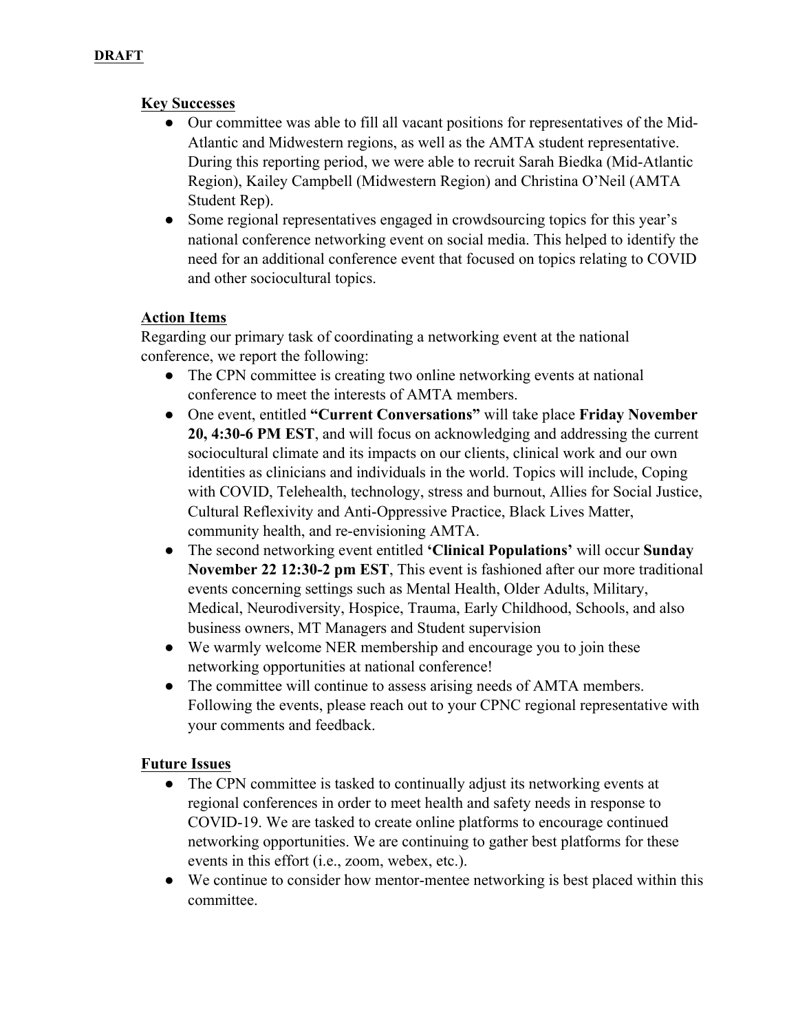**DRAFT**

**Key Successes**

- Our committee was able to fill all vacant positions for representatives of the Mid-Atlantic and Midwestern regions, as well as the AMTA student representative. During this reporting period, we were able to recruit Sarah Biedka (Mid-Atlantic Region), Kailey Campbell (Midwestern Region) and Christina O'Neil (AMTA Student Rep).
- Some regional representatives engaged in crowdsourcing topics for this year's national conference networking event on social media. This helped to identify the need for an additional conference event that focused on topics relating to COVID and other sociocultural topics.

**Action Items**

Regarding our primary task of coordinating a networking event at the national conference, we report the following:

- The CPN committee is creating two online networking events at national conference to meet the interests of AMTA members.
- One event, entitled **"Current Conversations"** will take place **Friday November 20, 4:30-6 PM EST**, and will focus on acknowledging and addressing the current sociocultural climate and its impacts on our clients, clinical work and our own identities as clinicians and individuals in the world. Topics will include, Coping with COVID, Telehealth, technology, stress and burnout, Allies for Social Justice, Cultural Reflexivity and Anti-Oppressive Practice, Black Lives Matter, community health, and re-envisioning AMTA.
- The second networking event entitled **'Clinical Populations'** will occur **Sunday November 22 12:30-2 pm EST**, This event is fashioned after our more traditional events concerning settings such as Mental Health, Older Adults, Military, Medical, Neurodiversity, Hospice, Trauma, Early Childhood, Schools, and also business owners, MT Managers and Student supervision
- We warmly welcome NER membership and encourage you to join these networking opportunities at national conference!
- The committee will continue to assess arising needs of AMTA members. Following the events, please reach out to your CPNC regional representative with your comments and feedback.

**Future Issues**

- The CPN committee is tasked to continually adjust its networking events at regional conferences in order to meet health and safety needs in response to COVID-19. We are tasked to create online platforms to encourage continued networking opportunities. We are continuing to gather best platforms for these events in this effort (i.e., zoom, webex, etc.).
- We continue to consider how mentor-mentee networking is best placed within this committee.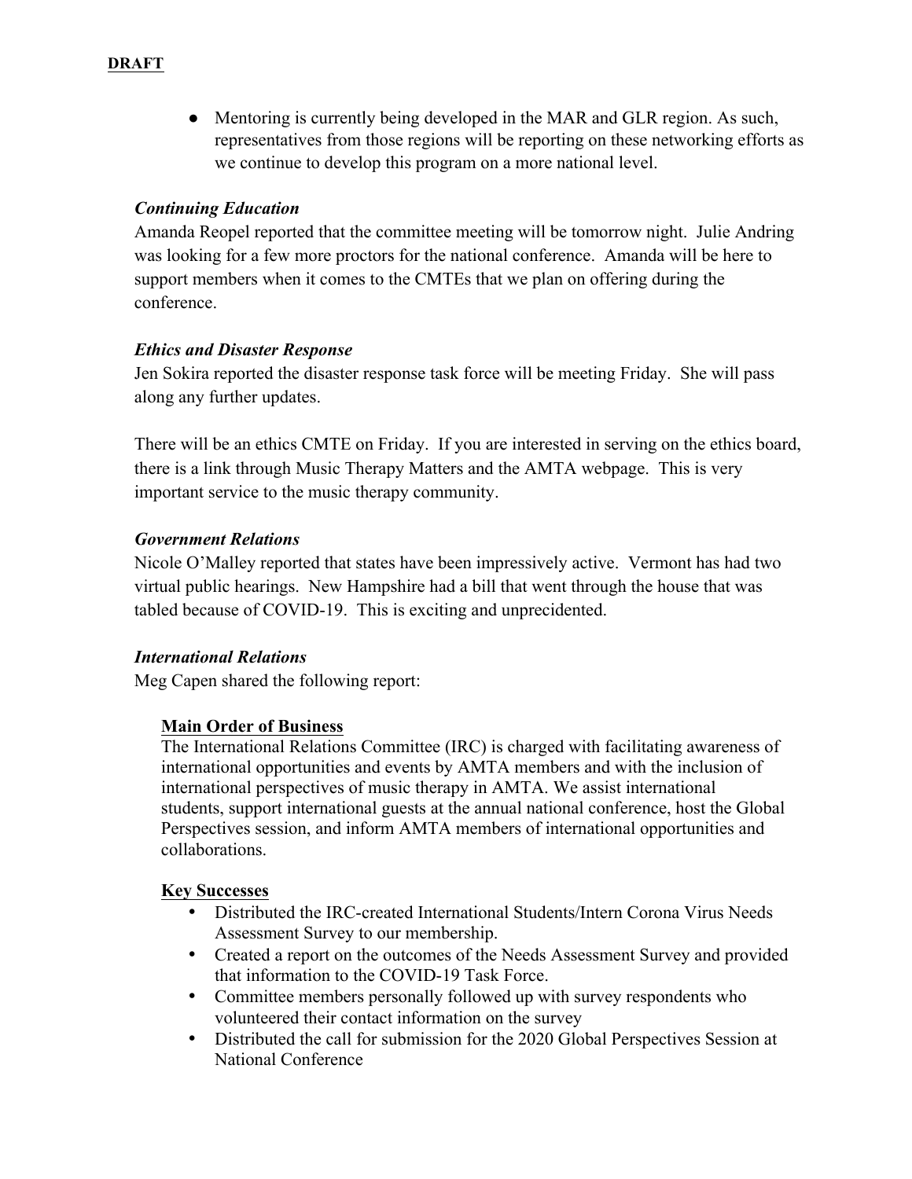**DRAFT**

- Mentoring is currently being developed in the MAR and GLR region. As such, representatives from those regions will be reporting on these networking efforts as we continue to develop this program on a more national level.

***Continuing Education***

Amanda Reopel reported that the committee meeting will be tomorrow night. Julie Andring was looking for a few more proctors for the national conference. Amanda will be here to support members when it comes to the CMTEs that we plan on offering during the conference.

***Ethics and Disaster Response***

Jen Sokira reported the disaster response task force will be meeting Friday. She will pass along any further updates.

There will be an ethics CMTE on Friday. If you are interested in serving on the ethics board, there is a link through Music Therapy Matters and the AMTA webpage. This is very important service to the music therapy community.

***Government Relations***

Nicole O'Malley reported that states have been impressively active. Vermont has had two virtual public hearings. New Hampshire had a bill that went through the house that was tabled because of COVID-19. This is exciting and unprecidented.

***International Relations***

Meg Capen shared the following report:

**Main Order of Business**

The International Relations Committee (IRC) is charged with facilitating awareness of international opportunities and events by AMTA members and with the inclusion of international perspectives of music therapy in AMTA. We assist international students, support international guests at the annual national conference, host the Global Perspectives session, and inform AMTA members of international opportunities and collaborations.

**Key Successes**

- Distributed the IRC-created International Students/Intern Corona Virus Needs Assessment Survey to our membership.
- Created a report on the outcomes of the Needs Assessment Survey and provided that information to the COVID-19 Task Force.
- Committee members personally followed up with survey respondents who volunteered their contact information on the survey
- Distributed the call for submission for the 2020 Global Perspectives Session at National Conference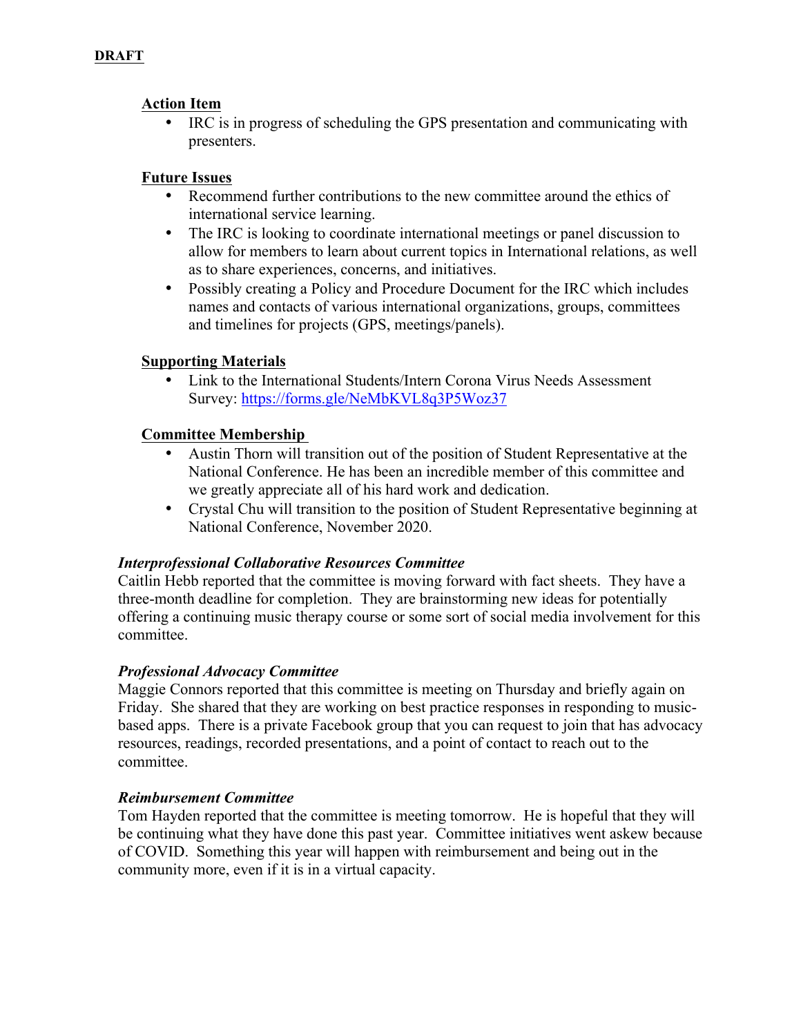**DRAFT**

**Action Item**

- IRC is in progress of scheduling the GPS presentation and communicating with presenters.

**Future Issues**

- Recommend further contributions to the new committee around the ethics of international service learning.
- The IRC is looking to coordinate international meetings or panel discussion to allow for members to learn about current topics in International relations, as well as to share experiences, concerns, and initiatives.
- Possibly creating a Policy and Procedure Document for the IRC which includes names and contacts of various international organizations, groups, committees and timelines for projects (GPS, meetings/panels).

**Supporting Materials**

- Link to the International Students/Intern Corona Virus Needs Assessment Survey: [https://forms.gle/NeMbKVL8q3P5Woz37](https://forms.gle/NeMbKVL8q3P5Woz37)

**Committee Membership**

- Austin Thorn will transition out of the position of Student Representative at the National Conference. He has been an incredible member of this committee and we greatly appreciate all of his hard work and dedication.
- Crystal Chu will transition to the position of Student Representative beginning at National Conference, November 2020.

***Interprofessional Collaborative Resources Committee***

Caitlin Hebb reported that the committee is moving forward with fact sheets. They have a three-month deadline for completion. They are brainstorming new ideas for potentially offering a continuing music therapy course or some sort of social media involvement for this committee.

***Professional Advocacy Committee***

Maggie Connors reported that this committee is meeting on Thursday and briefly again on Friday. She shared that they are working on best practice responses in responding to music-based apps. There is a private Facebook group that you can request to join that has advocacy resources, readings, recorded presentations, and a point of contact to reach out to the committee.

***Reimbursement Committee***

Tom Hayden reported that the committee is meeting tomorrow. He is hopeful that they will be continuing what they have done this past year. Committee initiatives went askew because of COVID. Something this year will happen with reimbursement and being out in the community more, even if it is in a virtual capacity.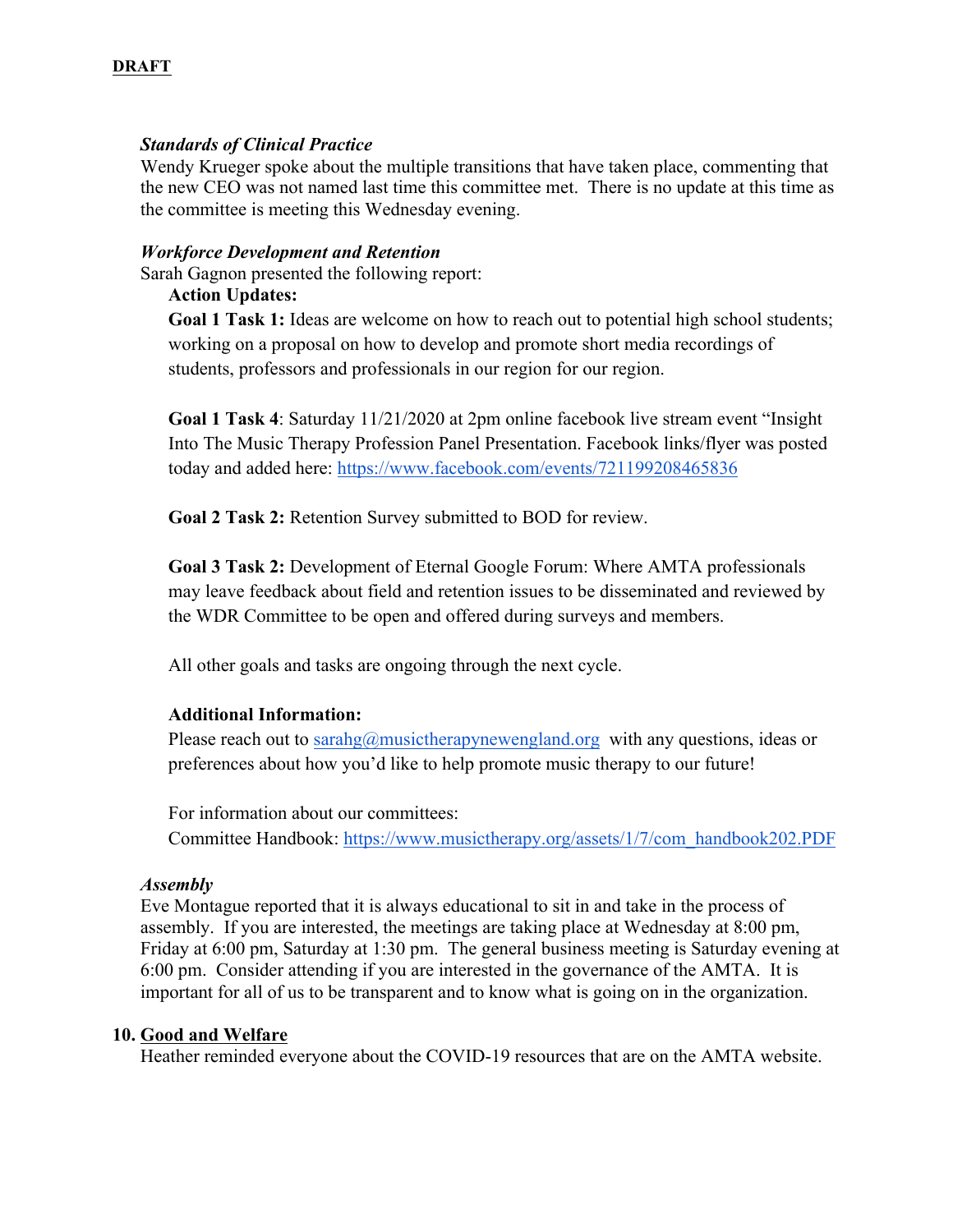**DRAFT**

***Standards of Clinical Practice***

Wendy Krueger spoke about the multiple transitions that have taken place, commenting that the new CEO was not named last time this committee met. There is no update at this time as the committee is meeting this Wednesday evening.

***Workforce Development and Retention***

Sarah Gagnon presented the following report:

**Action Updates:**

**Goal 1 Task 1:** Ideas are welcome on how to reach out to potential high school students; working on a proposal on how to develop and promote short media recordings of students, professors and professionals in our region for our region.

**Goal 1 Task 4**: Saturday 11/21/2020 at 2pm online facebook live stream event "Insight Into The Music Therapy Profession Panel Presentation. Facebook links/flyer was posted today and added here: https://www.facebook.com/events/721199208465836

**Goal 2 Task 2:** Retention Survey submitted to BOD for review.

**Goal 3 Task 2:** Development of Eternal Google Forum: Where AMTA professionals may leave feedback about field and retention issues to be disseminated and reviewed by the WDR Committee to be open and offered during surveys and members.

All other goals and tasks are ongoing through the next cycle.

**Additional Information:**

Please reach out to sarahg@musictherapynewengland.org with any questions, ideas or preferences about how you'd like to help promote music therapy to our future!

For information about our committees:

Committee Handbook: https://www.musictherapy.org/assets/1/7/com_handbook202.PDF

***Assembly***

Eve Montague reported that it is always educational to sit in and take in the process of assembly. If you are interested, the meetings are taking place at Wednesday at 8:00 pm, Friday at 6:00 pm, Saturday at 1:30 pm. The general business meeting is Saturday evening at 6:00 pm. Consider attending if you are interested in the governance of the AMTA. It is important for all of us to be transparent and to know what is going on in the organization.

**10. <u>Good and Welfare</u>**

Heather reminded everyone about the COVID-19 resources that are on the AMTA website.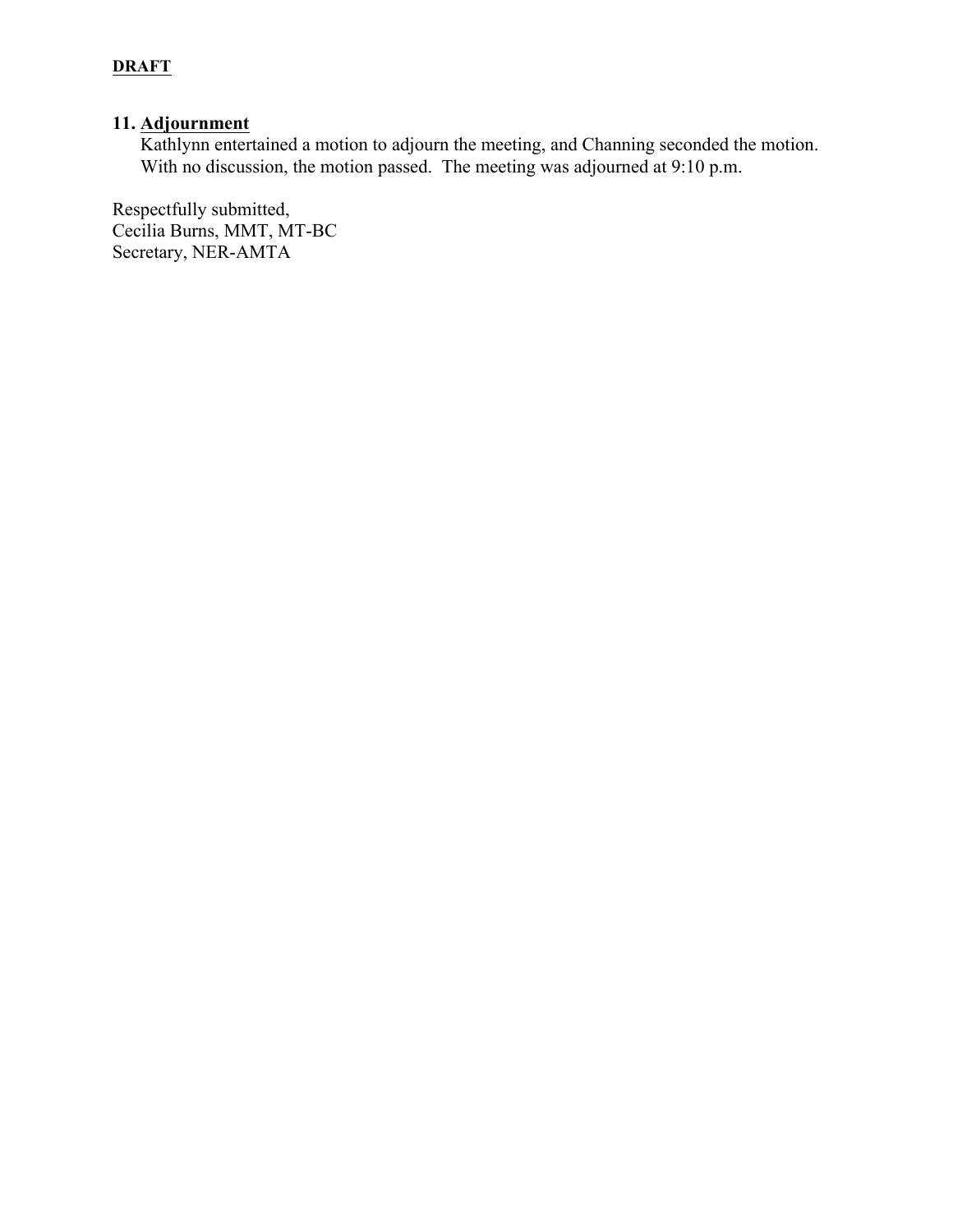**DRAFT**

**11. Adjournment**

Kathlynn entertained a motion to adjourn the meeting, and Channing seconded the motion. With no discussion, the motion passed. The meeting was adjourned at 9:10 p.m.

Respectfully submitted,
Cecilia Burns, MMT, MT-BC
Secretary, NER-AMTA